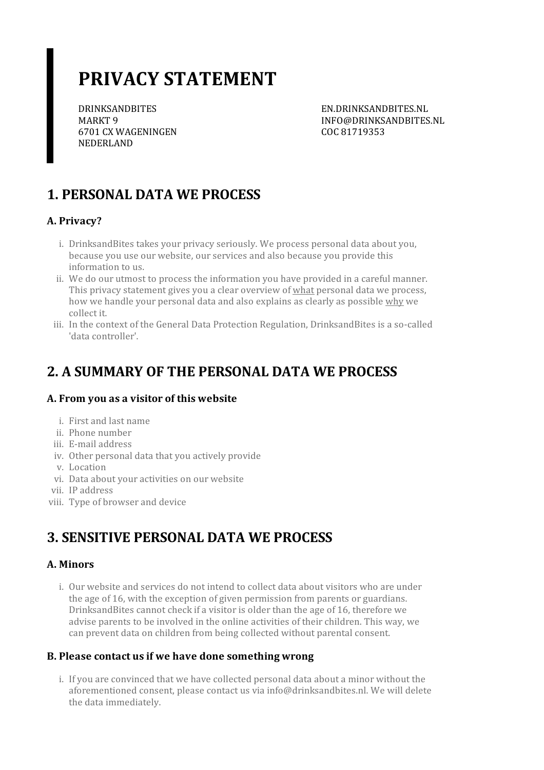# PRIVACY STATEMENT

DRINKSANDBITES
MARKT 9
6701 CX WAGENINGEN
NEDERLAND

EN.DRINKSANDBITES.NL
INFO@DRINKSANDBITES.NL
COC 81719353

## 1. PERSONAL DATA WE PROCESS

### A. Privacy?

i. DrinksandBites takes your privacy seriously. We process personal data about you, because you use our website, our services and also because you provide this information to us.

ii. We do our utmost to process the information you have provided in a careful manner. This privacy statement gives you a clear overview of what personal data we process, how we handle your personal data and also explains as clearly as possible why we collect it.

iii. In the context of the General Data Protection Regulation, DrinksandBites is a so-called 'data controller'.

## 2. A SUMMARY OF THE PERSONAL DATA WE PROCESS

### A. From you as a visitor of this website

i. First and last name
ii. Phone number
iii. E-mail address
iv. Other personal data that you actively provide
v. Location
vi. Data about your activities on our website
vii. IP address
viii. Type of browser and device

## 3. SENSITIVE PERSONAL DATA WE PROCESS

### A. Minors

i. Our website and services do not intend to collect data about visitors who are under the age of 16, with the exception of given permission from parents or guardians. DrinksandBites cannot check if a visitor is older than the age of 16, therefore we advise parents to be involved in the online activities of their children. This way, we can prevent data on children from being collected without parental consent.

### B. Please contact us if we have done something wrong

i. If you are convinced that we have collected personal data about a minor without the aforementioned consent, please contact us via info@drinksandbites.nl. We will delete the data immediately.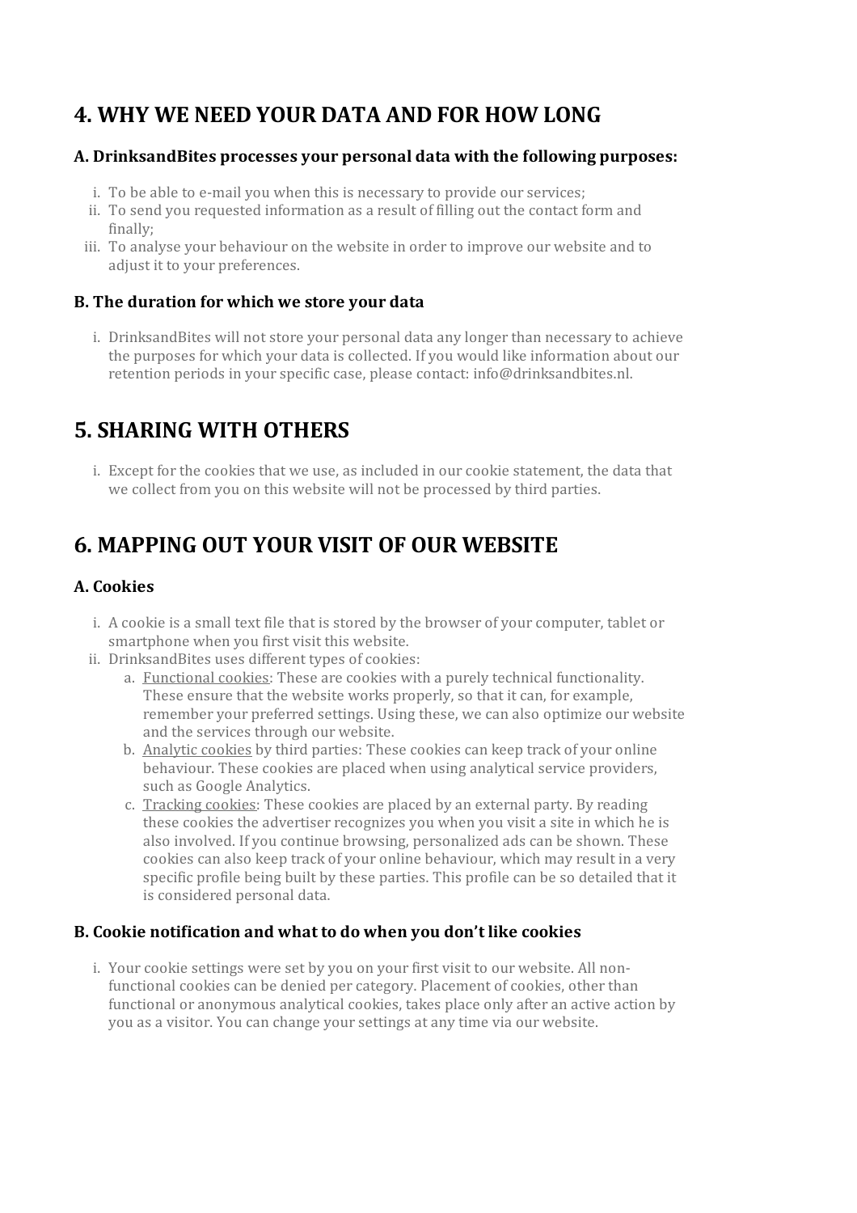## 4. WHY WE NEED YOUR DATA AND FOR HOW LONG

### A. DrinksandBites processes your personal data with the following purposes:

i. To be able to e-mail you when this is necessary to provide our services;
ii. To send you requested information as a result of filling out the contact form and finally;
iii. To analyse your behaviour on the website in order to improve our website and to adjust it to your preferences.

### B. The duration for which we store your data

i. DrinksandBites will not store your personal data any longer than necessary to achieve the purposes for which your data is collected. If you would like information about our retention periods in your specific case, please contact: info@drinksandbites.nl.

## 5. SHARING WITH OTHERS

i. Except for the cookies that we use, as included in our cookie statement, the data that we collect from you on this website will not be processed by third parties.

## 6. MAPPING OUT YOUR VISIT OF OUR WEBSITE

### A. Cookies

i. A cookie is a small text file that is stored by the browser of your computer, tablet or smartphone when you first visit this website.
ii. DrinksandBites uses different types of cookies:
   a. Functional cookies: These are cookies with a purely technical functionality. These ensure that the website works properly, so that it can, for example, remember your preferred settings. Using these, we can also optimize our website and the services through our website.
   b. Analytic cookies by third parties: These cookies can keep track of your online behaviour. These cookies are placed when using analytical service providers, such as Google Analytics.
   c. Tracking cookies: These cookies are placed by an external party. By reading these cookies the advertiser recognizes you when you visit a site in which he is also involved. If you continue browsing, personalized ads can be shown. These cookies can also keep track of your online behaviour, which may result in a very specific profile being built by these parties. This profile can be so detailed that it is considered personal data.

### B. Cookie notification and what to do when you don't like cookies

i. Your cookie settings were set by you on your first visit to our website. All non-functional cookies can be denied per category. Placement of cookies, other than functional or anonymous analytical cookies, takes place only after an active action by you as a visitor. You can change your settings at any time via our website.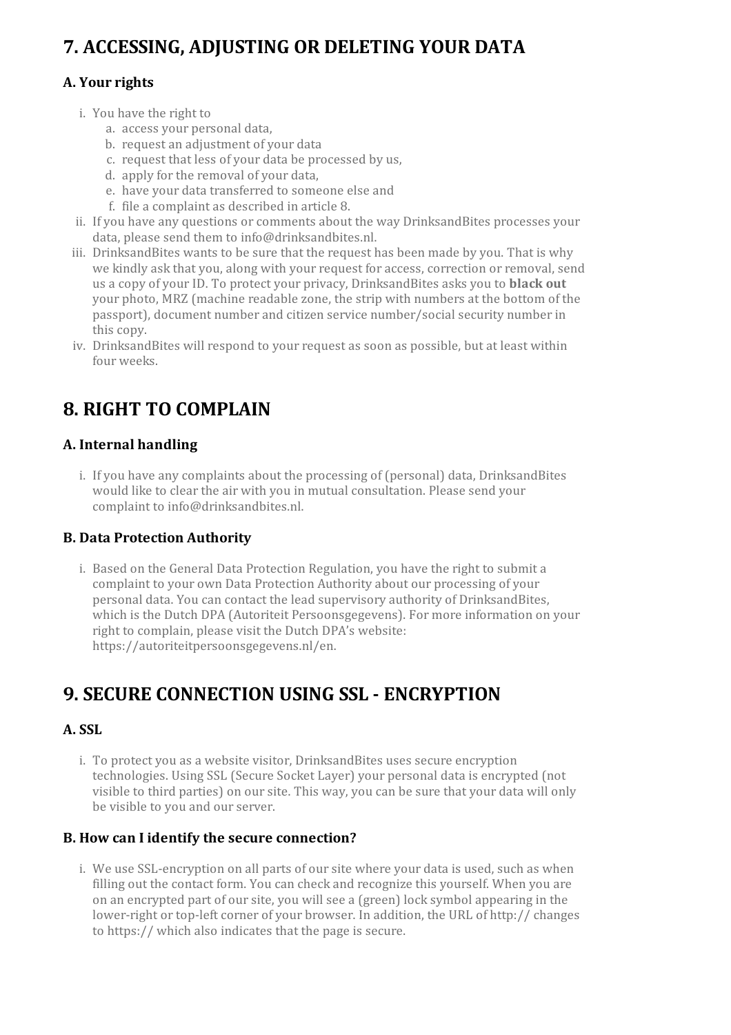# 7. ACCESSING, ADJUSTING OR DELETING YOUR DATA

### A. Your rights

i. You have the right to
   a. access your personal data,
   b. request an adjustment of your data
   c. request that less of your data be processed by us,
   d. apply for the removal of your data,
   e. have your data transferred to someone else and
   f. file a complaint as described in article 8.

ii. If you have any questions or comments about the way DrinksandBites processes your data, please send them to info@drinksandbites.nl.

iii. DrinksandBites wants to be sure that the request has been made by you. That is why we kindly ask that you, along with your request for access, correction or removal, send us a copy of your ID. To protect your privacy, DrinksandBites asks you to **black out** your photo, MRZ (machine readable zone, the strip with numbers at the bottom of the passport), document number and citizen service number/social security number in this copy.

iv. DrinksandBites will respond to your request as soon as possible, but at least within four weeks.

# 8. RIGHT TO COMPLAIN

### A. Internal handling

i. If you have any complaints about the processing of (personal) data, DrinksandBites would like to clear the air with you in mutual consultation. Please send your complaint to info@drinksandbites.nl.

### B. Data Protection Authority

i. Based on the General Data Protection Regulation, you have the right to submit a complaint to your own Data Protection Authority about our processing of your personal data. You can contact the lead supervisory authority of DrinksandBites, which is the Dutch DPA (Autoriteit Persoonsgegevens). For more information on your right to complain, please visit the Dutch DPA's website: https://autoriteitpersoonsgegevens.nl/en.

# 9. SECURE CONNECTION USING SSL - ENCRYPTION

### A. SSL

i. To protect you as a website visitor, DrinksandBites uses secure encryption technologies. Using SSL (Secure Socket Layer) your personal data is encrypted (not visible to third parties) on our site. This way, you can be sure that your data will only be visible to you and our server.

### B. How can I identify the secure connection?

i. We use SSL-encryption on all parts of our site where your data is used, such as when filling out the contact form. You can check and recognize this yourself. When you are on an encrypted part of our site, you will see a (green) lock symbol appearing in the lower-right or top-left corner of your browser. In addition, the URL of http:// changes to https:// which also indicates that the page is secure.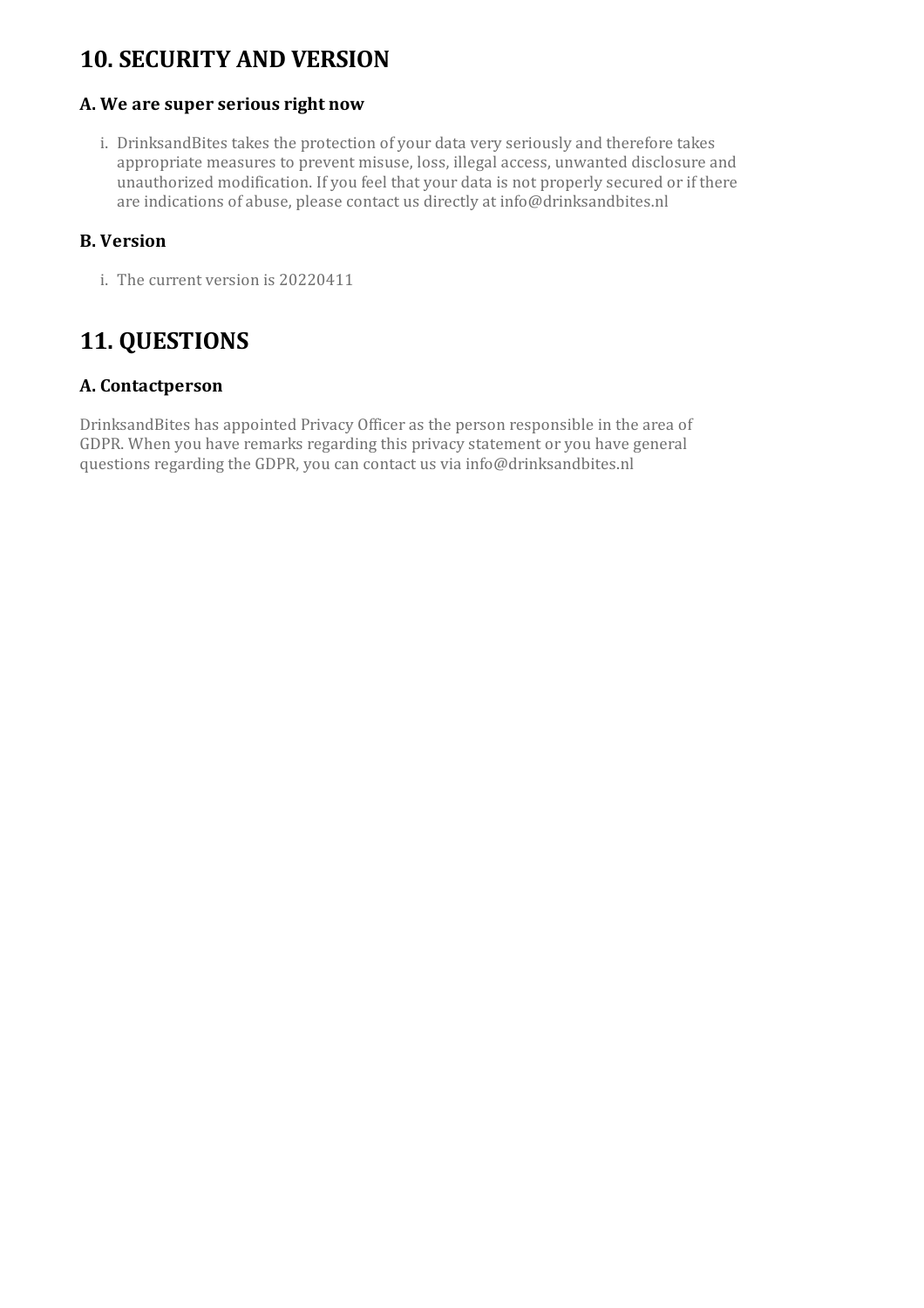## 10. SECURITY AND VERSION

### A. We are super serious right now

i. DrinksandBites takes the protection of your data very seriously and therefore takes appropriate measures to prevent misuse, loss, illegal access, unwanted disclosure and unauthorized modification. If you feel that your data is not properly secured or if there are indications of abuse, please contact us directly at info@drinksandbites.nl

### B. Version

i. The current version is 20220411

## 11. QUESTIONS

### A. Contactperson

DrinksandBites has appointed Privacy Officer as the person responsible in the area of GDPR. When you have remarks regarding this privacy statement or you have general questions regarding the GDPR, you can contact us via info@drinksandbites.nl